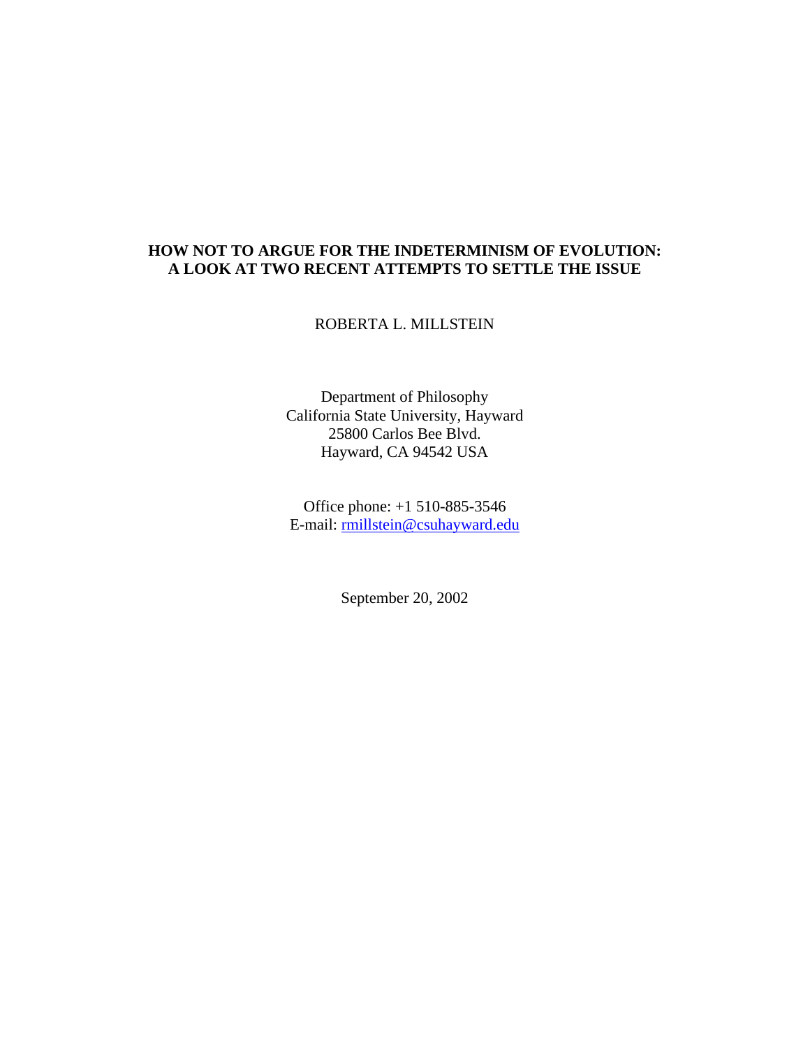# HOW NOT TO ARGUE FOR THE INDETERMINISM OF EVOLUTION: A LOOK AT TWO RECENT ATTEMPTS TO SETTLE THE ISSUE

ROBERTA L. MILLSTEIN

Department of Philosophy
California State University, Hayward
25800 Carlos Bee Blvd.
Hayward, CA 94542 USA

Office phone: +1 510-885-3546
E-mail: rmillstein@csuhayward.edu

September 20, 2002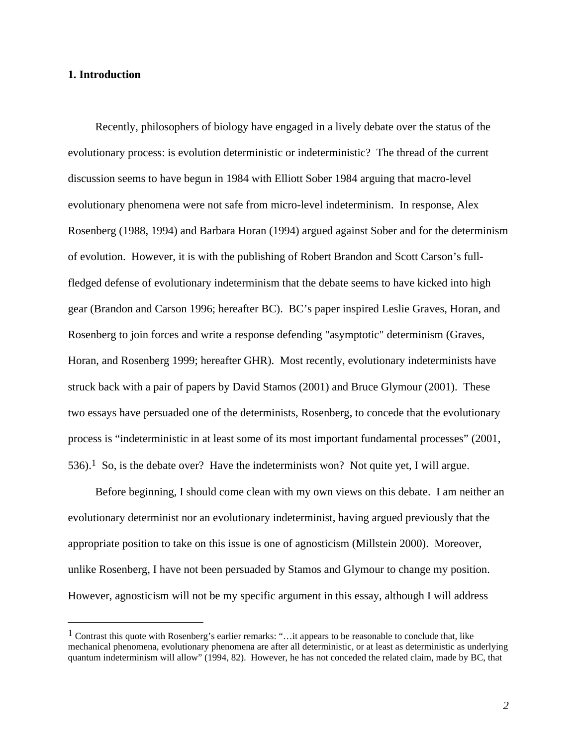## 1. Introduction

Recently, philosophers of biology have engaged in a lively debate over the status of the evolutionary process: is evolution deterministic or indeterministic? The thread of the current discussion seems to have begun in 1984 with Elliott Sober 1984 arguing that macro-level evolutionary phenomena were not safe from micro-level indeterminism. In response, Alex Rosenberg (1988, 1994) and Barbara Horan (1994) argued against Sober and for the determinism of evolution. However, it is with the publishing of Robert Brandon and Scott Carson's full-fledged defense of evolutionary indeterminism that the debate seems to have kicked into high gear (Brandon and Carson 1996; hereafter BC). BC's paper inspired Leslie Graves, Horan, and Rosenberg to join forces and write a response defending "asymptotic" determinism (Graves, Horan, and Rosenberg 1999; hereafter GHR). Most recently, evolutionary indeterminists have struck back with a pair of papers by David Stamos (2001) and Bruce Glymour (2001). These two essays have persuaded one of the determinists, Rosenberg, to concede that the evolutionary process is "indeterministic in at least some of its most important fundamental processes" (2001, 536).[1] So, is the debate over? Have the indeterminists won? Not quite yet, I will argue.

Before beginning, I should come clean with my own views on this debate. I am neither an evolutionary determinist nor an evolutionary indeterminist, having argued previously that the appropriate position to take on this issue is one of agnosticism (Millstein 2000). Moreover, unlike Rosenberg, I have not been persuaded by Stamos and Glymour to change my position. However, agnosticism will not be my specific argument in this essay, although I will address

---

[1] Contrast this quote with Rosenberg's earlier remarks: "…it appears to be reasonable to conclude that, like mechanical phenomena, evolutionary phenomena are after all deterministic, or at least as deterministic as underlying quantum indeterminism will allow" (1994, 82). However, he has not conceded the related claim, made by BC, that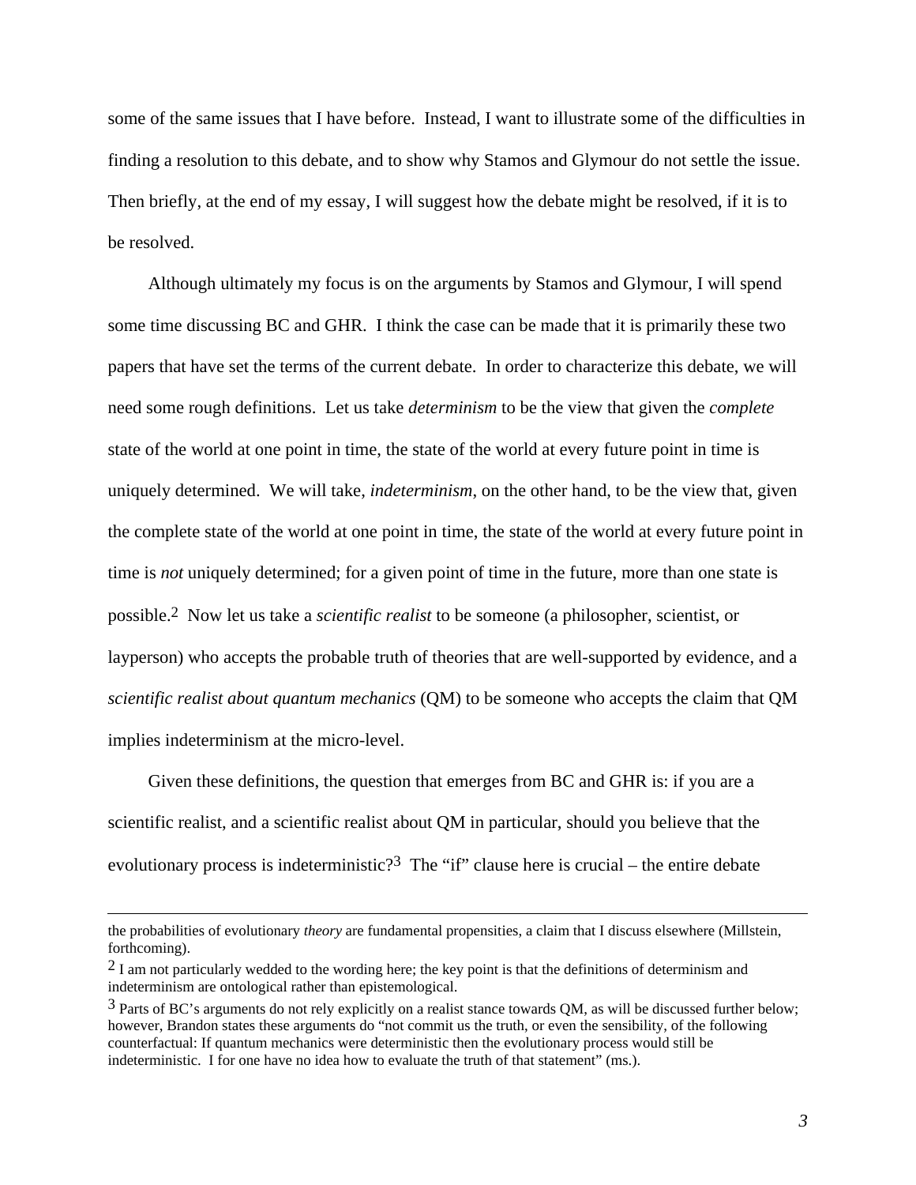some of the same issues that I have before. Instead, I want to illustrate some of the difficulties in finding a resolution to this debate, and to show why Stamos and Glymour do not settle the issue. Then briefly, at the end of my essay, I will suggest how the debate might be resolved, if it is to be resolved.

Although ultimately my focus is on the arguments by Stamos and Glymour, I will spend some time discussing BC and GHR. I think the case can be made that it is primarily these two papers that have set the terms of the current debate. In order to characterize this debate, we will need some rough definitions. Let us take *determinism* to be the view that given the *complete* state of the world at one point in time, the state of the world at every future point in time is uniquely determined. We will take, *indeterminism*, on the other hand, to be the view that, given the complete state of the world at one point in time, the state of the world at every future point in time is *not* uniquely determined; for a given point of time in the future, more than one state is possible.[2] Now let us take a *scientific realist* to be someone (a philosopher, scientist, or layperson) who accepts the probable truth of theories that are well-supported by evidence, and a *scientific realist about quantum mechanics* (QM) to be someone who accepts the claim that QM implies indeterminism at the micro-level.

Given these definitions, the question that emerges from BC and GHR is: if you are a scientific realist, and a scientific realist about QM in particular, should you believe that the evolutionary process is indeterministic?[3] The "if" clause here is crucial – the entire debate

---

the probabilities of evolutionary *theory* are fundamental propensities, a claim that I discuss elsewhere (Millstein, forthcoming).

[2] I am not particularly wedded to the wording here; the key point is that the definitions of determinism and indeterminism are ontological rather than epistemological.

[3] Parts of BC's arguments do not rely explicitly on a realist stance towards QM, as will be discussed further below; however, Brandon states these arguments do "not commit us the truth, or even the sensibility, of the following counterfactual: If quantum mechanics were deterministic then the evolutionary process would still be indeterministic. I for one have no idea how to evaluate the truth of that statement" (ms.).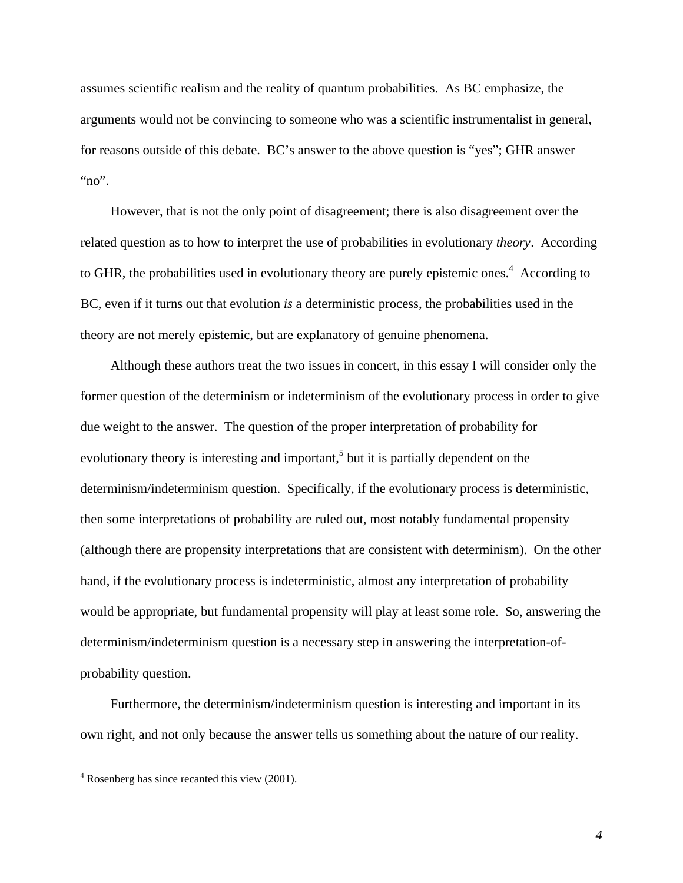assumes scientific realism and the reality of quantum probabilities. As BC emphasize, the arguments would not be convincing to someone who was a scientific instrumentalist in general, for reasons outside of this debate. BC's answer to the above question is "yes"; GHR answer "no".

However, that is not the only point of disagreement; there is also disagreement over the related question as to how to interpret the use of probabilities in evolutionary *theory*. According to GHR, the probabilities used in evolutionary theory are purely epistemic ones.[4] According to BC, even if it turns out that evolution *is* a deterministic process, the probabilities used in the theory are not merely epistemic, but are explanatory of genuine phenomena.

Although these authors treat the two issues in concert, in this essay I will consider only the former question of the determinism or indeterminism of the evolutionary process in order to give due weight to the answer. The question of the proper interpretation of probability for evolutionary theory is interesting and important,[5] but it is partially dependent on the determinism/indeterminism question. Specifically, if the evolutionary process is deterministic, then some interpretations of probability are ruled out, most notably fundamental propensity (although there are propensity interpretations that are consistent with determinism). On the other hand, if the evolutionary process is indeterministic, almost any interpretation of probability would be appropriate, but fundamental propensity will play at least some role. So, answering the determinism/indeterminism question is a necessary step in answering the interpretation-of-probability question.

Furthermore, the determinism/indeterminism question is interesting and important in its own right, and not only because the answer tells us something about the nature of our reality.

---

[4] Rosenberg has since recanted this view (2001).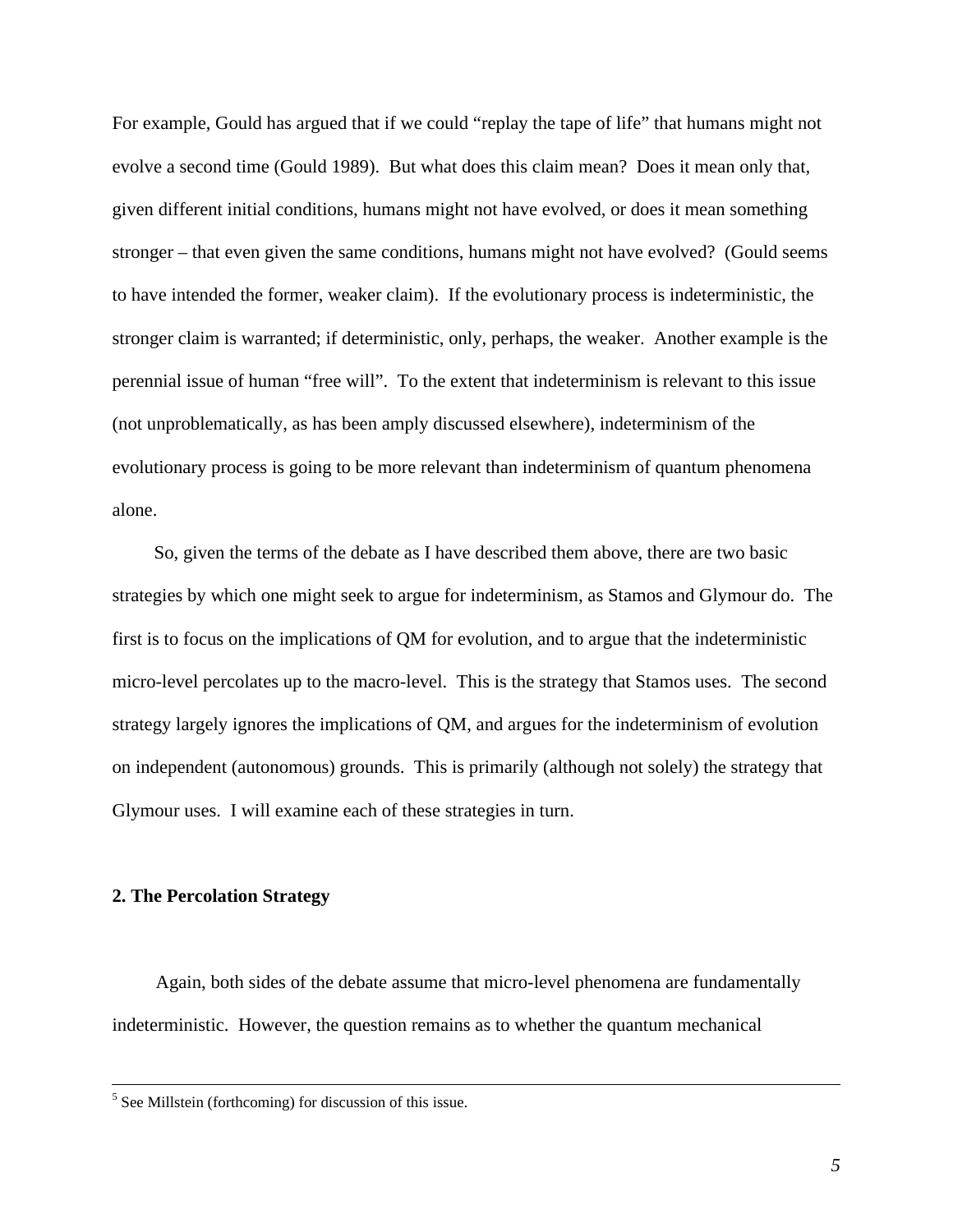For example, Gould has argued that if we could "replay the tape of life" that humans might not evolve a second time (Gould 1989). But what does this claim mean? Does it mean only that, given different initial conditions, humans might not have evolved, or does it mean something stronger – that even given the same conditions, humans might not have evolved? (Gould seems to have intended the former, weaker claim). If the evolutionary process is indeterministic, the stronger claim is warranted; if deterministic, only, perhaps, the weaker. Another example is the perennial issue of human "free will". To the extent that indeterminism is relevant to this issue (not unproblematically, as has been amply discussed elsewhere), indeterminism of the evolutionary process is going to be more relevant than indeterminism of quantum phenomena alone.

So, given the terms of the debate as I have described them above, there are two basic strategies by which one might seek to argue for indeterminism, as Stamos and Glymour do. The first is to focus on the implications of QM for evolution, and to argue that the indeterministic micro-level percolates up to the macro-level. This is the strategy that Stamos uses. The second strategy largely ignores the implications of QM, and argues for the indeterminism of evolution on independent (autonomous) grounds. This is primarily (although not solely) the strategy that Glymour uses. I will examine each of these strategies in turn.

## 2. The Percolation Strategy

Again, both sides of the debate assume that micro-level phenomena are fundamentally indeterministic. However, the question remains as to whether the quantum mechanical

---

[5] See Millstein (forthcoming) for discussion of this issue.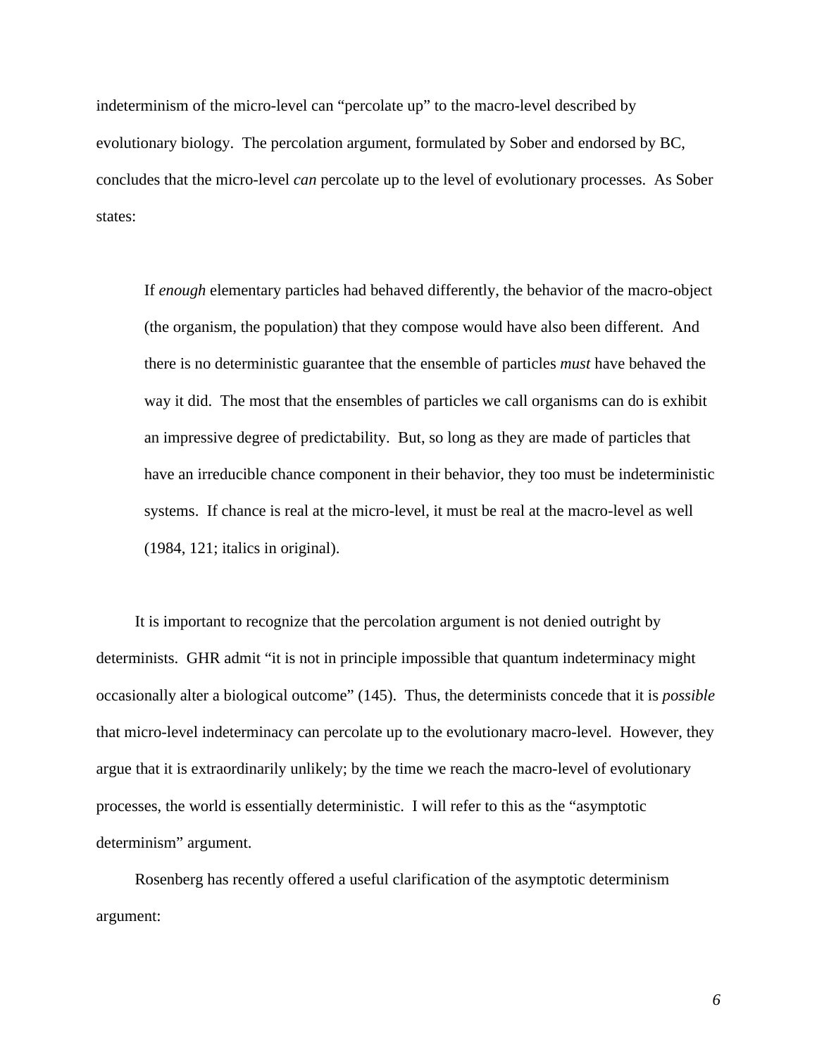indeterminism of the micro-level can "percolate up" to the macro-level described by evolutionary biology. The percolation argument, formulated by Sober and endorsed by BC, concludes that the micro-level *can* percolate up to the level of evolutionary processes. As Sober states:

> If *enough* elementary particles had behaved differently, the behavior of the macro-object (the organism, the population) that they compose would have also been different. And there is no deterministic guarantee that the ensemble of particles *must* have behaved the way it did. The most that the ensembles of particles we call organisms can do is exhibit an impressive degree of predictability. But, so long as they are made of particles that have an irreducible chance component in their behavior, they too must be indeterministic systems. If chance is real at the micro-level, it must be real at the macro-level as well (1984, 121; italics in original).

It is important to recognize that the percolation argument is not denied outright by determinists. GHR admit "it is not in principle impossible that quantum indeterminacy might occasionally alter a biological outcome" (145). Thus, the determinists concede that it is *possible* that micro-level indeterminacy can percolate up to the evolutionary macro-level. However, they argue that it is extraordinarily unlikely; by the time we reach the macro-level of evolutionary processes, the world is essentially deterministic. I will refer to this as the "asymptotic determinism" argument.

Rosenberg has recently offered a useful clarification of the asymptotic determinism argument: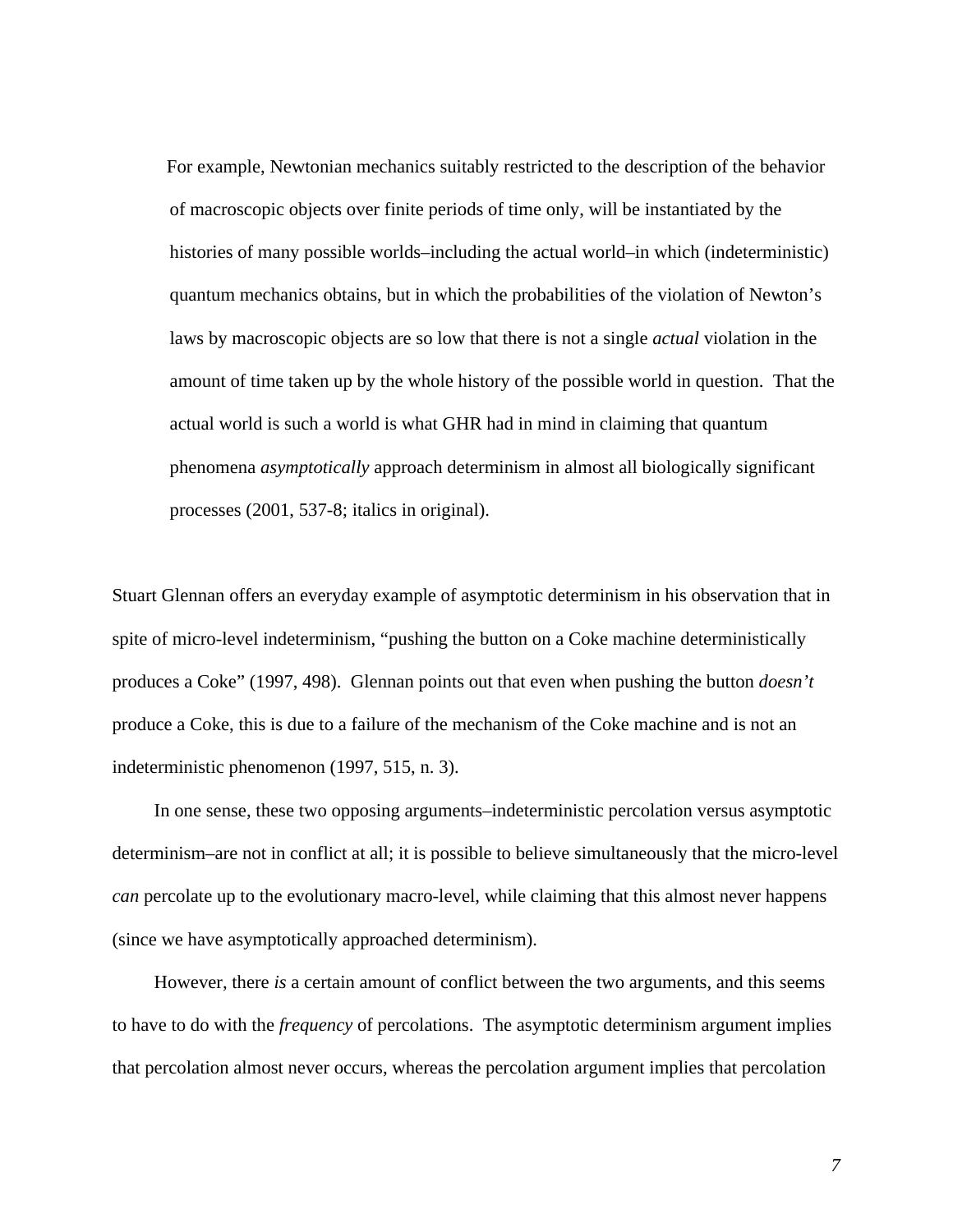> For example, Newtonian mechanics suitably restricted to the description of the behavior of macroscopic objects over finite periods of time only, will be instantiated by the histories of many possible worlds–including the actual world–in which (indeterministic) quantum mechanics obtains, but in which the probabilities of the violation of Newton's laws by macroscopic objects are so low that there is not a single *actual* violation in the amount of time taken up by the whole history of the possible world in question. That the actual world is such a world is what GHR had in mind in claiming that quantum phenomena *asymptotically* approach determinism in almost all biologically significant processes (2001, 537-8; italics in original).

Stuart Glennan offers an everyday example of asymptotic determinism in his observation that in spite of micro-level indeterminism, "pushing the button on a Coke machine deterministically produces a Coke" (1997, 498). Glennan points out that even when pushing the button *doesn't* produce a Coke, this is due to a failure of the mechanism of the Coke machine and is not an indeterministic phenomenon (1997, 515, n. 3).

In one sense, these two opposing arguments–indeterministic percolation versus asymptotic determinism–are not in conflict at all; it is possible to believe simultaneously that the micro-level *can* percolate up to the evolutionary macro-level, while claiming that this almost never happens (since we have asymptotically approached determinism).

However, there *is* a certain amount of conflict between the two arguments, and this seems to have to do with the *frequency* of percolations. The asymptotic determinism argument implies that percolation almost never occurs, whereas the percolation argument implies that percolation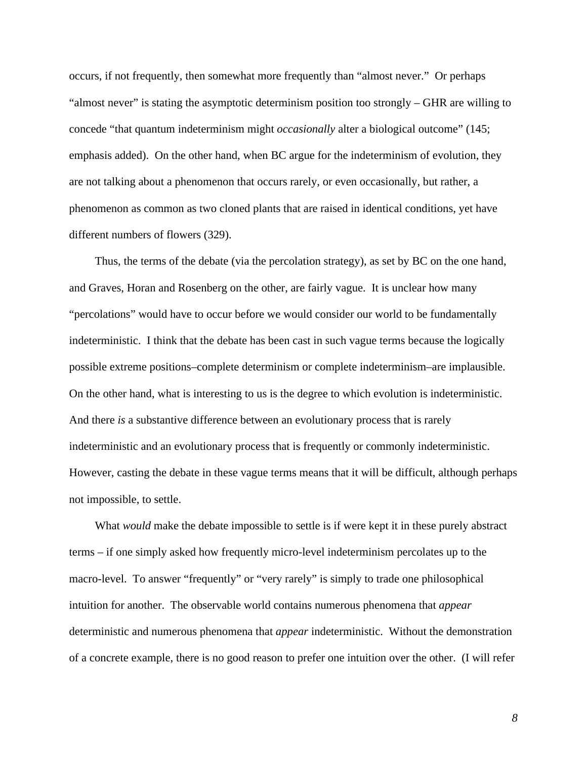occurs, if not frequently, then somewhat more frequently than "almost never." Or perhaps "almost never" is stating the asymptotic determinism position too strongly – GHR are willing to concede "that quantum indeterminism might *occasionally* alter a biological outcome" (145; emphasis added). On the other hand, when BC argue for the indeterminism of evolution, they are not talking about a phenomenon that occurs rarely, or even occasionally, but rather, a phenomenon as common as two cloned plants that are raised in identical conditions, yet have different numbers of flowers (329).

Thus, the terms of the debate (via the percolation strategy), as set by BC on the one hand, and Graves, Horan and Rosenberg on the other, are fairly vague. It is unclear how many "percolations" would have to occur before we would consider our world to be fundamentally indeterministic. I think that the debate has been cast in such vague terms because the logically possible extreme positions–complete determinism or complete indeterminism–are implausible. On the other hand, what is interesting to us is the degree to which evolution is indeterministic. And there *is* a substantive difference between an evolutionary process that is rarely indeterministic and an evolutionary process that is frequently or commonly indeterministic. However, casting the debate in these vague terms means that it will be difficult, although perhaps not impossible, to settle.

What *would* make the debate impossible to settle is if were kept it in these purely abstract terms – if one simply asked how frequently micro-level indeterminism percolates up to the macro-level. To answer "frequently" or "very rarely" is simply to trade one philosophical intuition for another. The observable world contains numerous phenomena that *appear* deterministic and numerous phenomena that *appear* indeterministic. Without the demonstration of a concrete example, there is no good reason to prefer one intuition over the other. (I will refer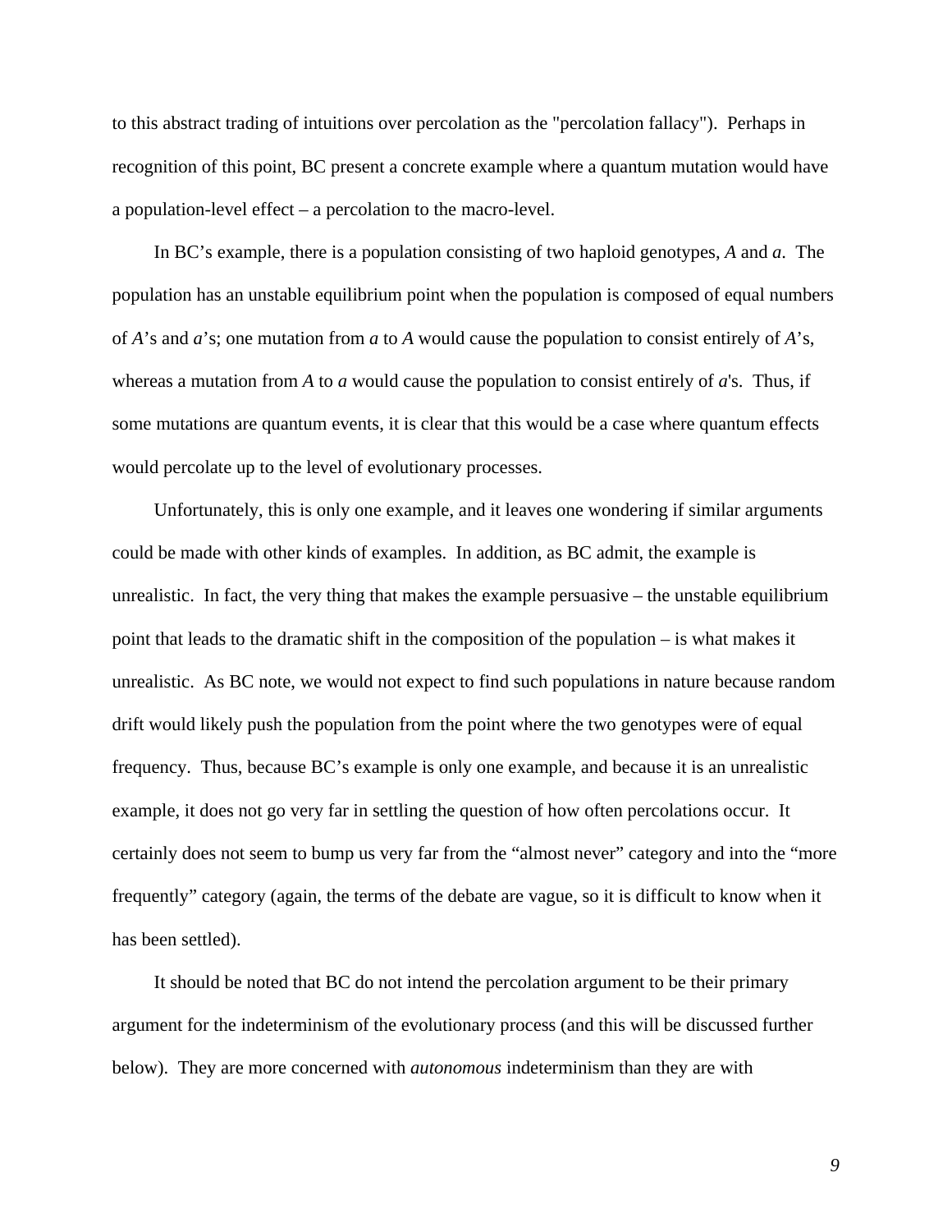to this abstract trading of intuitions over percolation as the "percolation fallacy").  Perhaps in recognition of this point, BC present a concrete example where a quantum mutation would have a population-level effect – a percolation to the macro-level.

In BC's example, there is a population consisting of two haploid genotypes, *A* and *a*.  The population has an unstable equilibrium point when the population is composed of equal numbers of *A*'s and *a*'s; one mutation from *a* to *A* would cause the population to consist entirely of *A*'s, whereas a mutation from *A* to *a* would cause the population to consist entirely of *a*'s.  Thus, if some mutations are quantum events, it is clear that this would be a case where quantum effects would percolate up to the level of evolutionary processes.

Unfortunately, this is only one example, and it leaves one wondering if similar arguments could be made with other kinds of examples.  In addition, as BC admit, the example is unrealistic.  In fact, the very thing that makes the example persuasive – the unstable equilibrium point that leads to the dramatic shift in the composition of the population – is what makes it unrealistic.  As BC note, we would not expect to find such populations in nature because random drift would likely push the population from the point where the two genotypes were of equal frequency.  Thus, because BC's example is only one example, and because it is an unrealistic example, it does not go very far in settling the question of how often percolations occur.  It certainly does not seem to bump us very far from the "almost never" category and into the "more frequently" category (again, the terms of the debate are vague, so it is difficult to know when it has been settled).

It should be noted that BC do not intend the percolation argument to be their primary argument for the indeterminism of the evolutionary process (and this will be discussed further below).  They are more concerned with *autonomous* indeterminism than they are with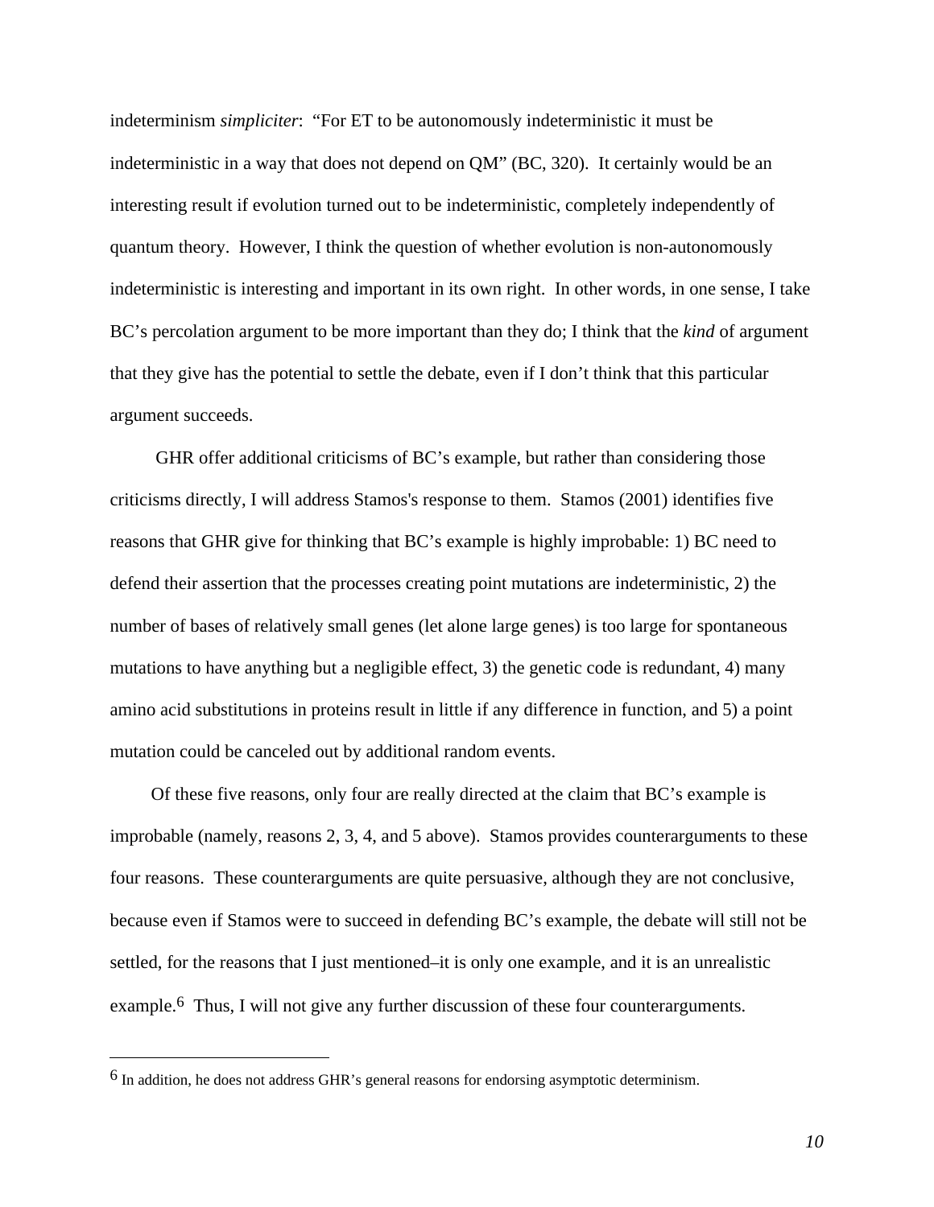indeterminism *simpliciter*: "For ET to be autonomously indeterministic it must be indeterministic in a way that does not depend on QM" (BC, 320). It certainly would be an interesting result if evolution turned out to be indeterministic, completely independently of quantum theory. However, I think the question of whether evolution is non-autonomously indeterministic is interesting and important in its own right. In other words, in one sense, I take BC's percolation argument to be more important than they do; I think that the *kind* of argument that they give has the potential to settle the debate, even if I don't think that this particular argument succeeds.

GHR offer additional criticisms of BC's example, but rather than considering those criticisms directly, I will address Stamos's response to them. Stamos (2001) identifies five reasons that GHR give for thinking that BC's example is highly improbable: 1) BC need to defend their assertion that the processes creating point mutations are indeterministic, 2) the number of bases of relatively small genes (let alone large genes) is too large for spontaneous mutations to have anything but a negligible effect, 3) the genetic code is redundant, 4) many amino acid substitutions in proteins result in little if any difference in function, and 5) a point mutation could be canceled out by additional random events.

Of these five reasons, only four are really directed at the claim that BC's example is improbable (namely, reasons 2, 3, 4, and 5 above). Stamos provides counterarguments to these four reasons. These counterarguments are quite persuasive, although they are not conclusive, because even if Stamos were to succeed in defending BC's example, the debate will still not be settled, for the reasons that I just mentioned–it is only one example, and it is an unrealistic example.[6] Thus, I will not give any further discussion of these four counterarguments.

[6] In addition, he does not address GHR's general reasons for endorsing asymptotic determinism.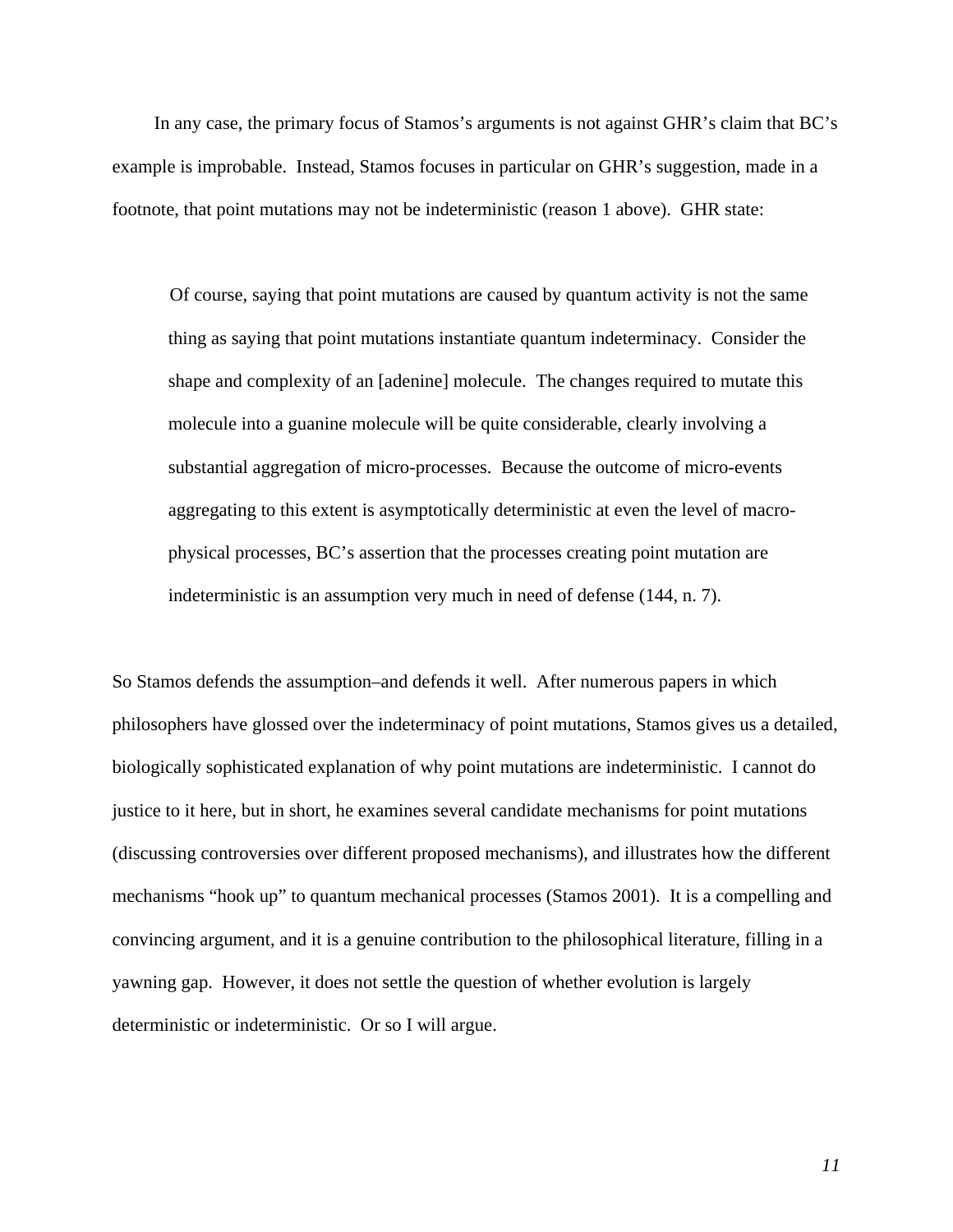In any case, the primary focus of Stamos's arguments is not against GHR's claim that BC's example is improbable. Instead, Stamos focuses in particular on GHR's suggestion, made in a footnote, that point mutations may not be indeterministic (reason 1 above). GHR state:

> Of course, saying that point mutations are caused by quantum activity is not the same thing as saying that point mutations instantiate quantum indeterminacy. Consider the shape and complexity of an [adenine] molecule. The changes required to mutate this molecule into a guanine molecule will be quite considerable, clearly involving a substantial aggregation of micro-processes. Because the outcome of micro-events aggregating to this extent is asymptotically deterministic at even the level of macro-physical processes, BC's assertion that the processes creating point mutation are indeterministic is an assumption very much in need of defense (144, n. 7).

So Stamos defends the assumption–and defends it well. After numerous papers in which philosophers have glossed over the indeterminacy of point mutations, Stamos gives us a detailed, biologically sophisticated explanation of why point mutations are indeterministic. I cannot do justice to it here, but in short, he examines several candidate mechanisms for point mutations (discussing controversies over different proposed mechanisms), and illustrates how the different mechanisms "hook up" to quantum mechanical processes (Stamos 2001). It is a compelling and convincing argument, and it is a genuine contribution to the philosophical literature, filling in a yawning gap. However, it does not settle the question of whether evolution is largely deterministic or indeterministic. Or so I will argue.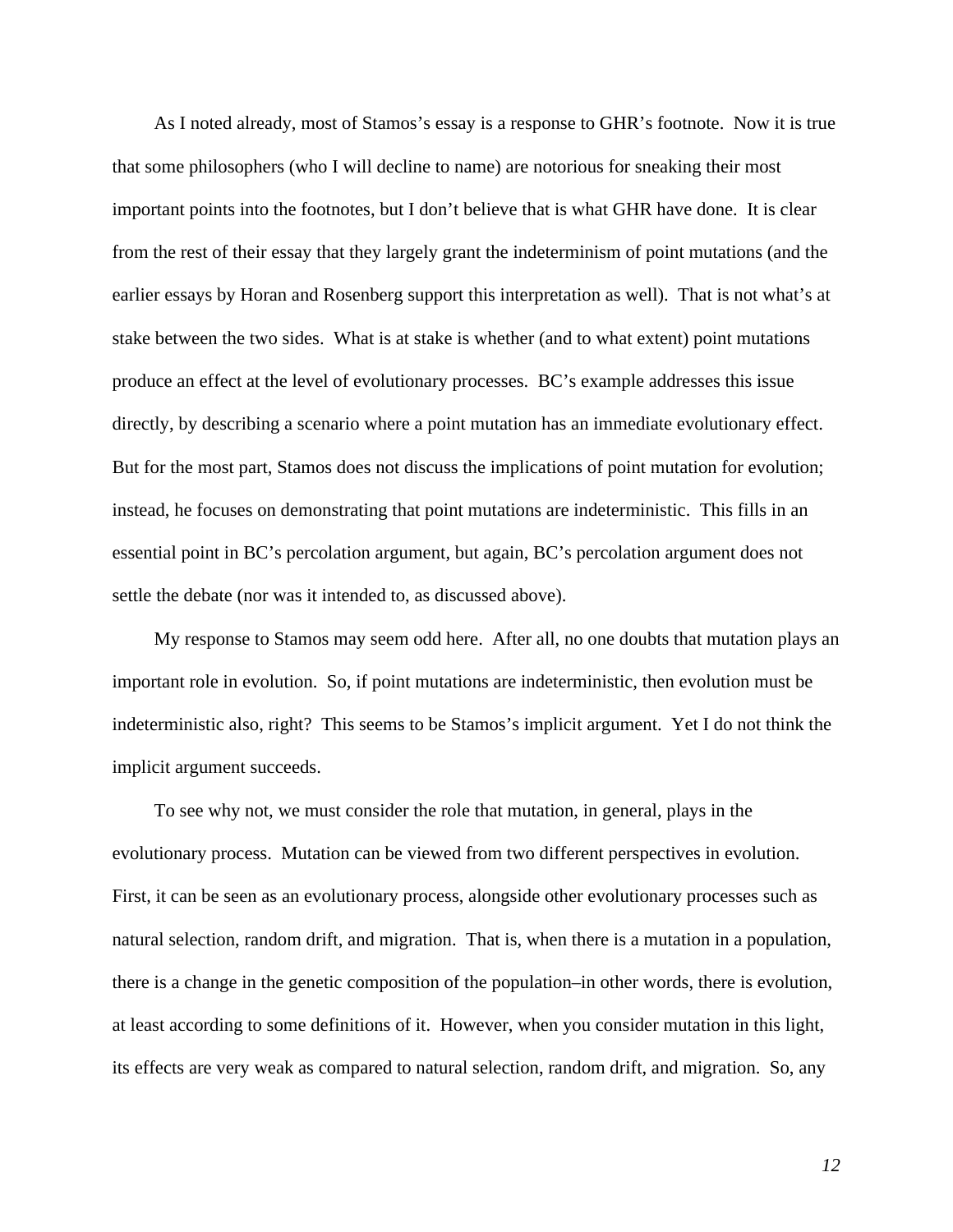As I noted already, most of Stamos's essay is a response to GHR's footnote. Now it is true that some philosophers (who I will decline to name) are notorious for sneaking their most important points into the footnotes, but I don't believe that is what GHR have done. It is clear from the rest of their essay that they largely grant the indeterminism of point mutations (and the earlier essays by Horan and Rosenberg support this interpretation as well). That is not what's at stake between the two sides. What is at stake is whether (and to what extent) point mutations produce an effect at the level of evolutionary processes. BC's example addresses this issue directly, by describing a scenario where a point mutation has an immediate evolutionary effect. But for the most part, Stamos does not discuss the implications of point mutation for evolution; instead, he focuses on demonstrating that point mutations are indeterministic. This fills in an essential point in BC's percolation argument, but again, BC's percolation argument does not settle the debate (nor was it intended to, as discussed above).

My response to Stamos may seem odd here. After all, no one doubts that mutation plays an important role in evolution. So, if point mutations are indeterministic, then evolution must be indeterministic also, right? This seems to be Stamos's implicit argument. Yet I do not think the implicit argument succeeds.

To see why not, we must consider the role that mutation, in general, plays in the evolutionary process. Mutation can be viewed from two different perspectives in evolution. First, it can be seen as an evolutionary process, alongside other evolutionary processes such as natural selection, random drift, and migration. That is, when there is a mutation in a population, there is a change in the genetic composition of the population–in other words, there is evolution, at least according to some definitions of it. However, when you consider mutation in this light, its effects are very weak as compared to natural selection, random drift, and migration. So, any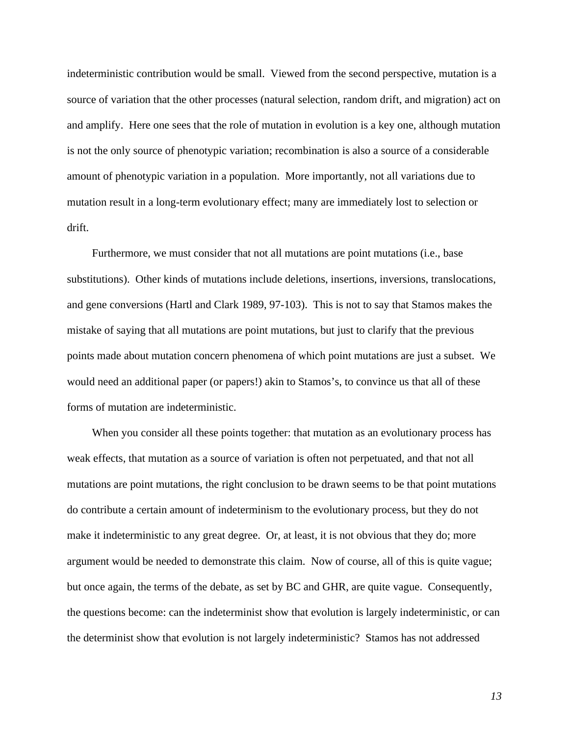indeterministic contribution would be small. Viewed from the second perspective, mutation is a source of variation that the other processes (natural selection, random drift, and migration) act on and amplify. Here one sees that the role of mutation in evolution is a key one, although mutation is not the only source of phenotypic variation; recombination is also a source of a considerable amount of phenotypic variation in a population. More importantly, not all variations due to mutation result in a long-term evolutionary effect; many are immediately lost to selection or drift.

Furthermore, we must consider that not all mutations are point mutations (i.e., base substitutions). Other kinds of mutations include deletions, insertions, inversions, translocations, and gene conversions (Hartl and Clark 1989, 97-103). This is not to say that Stamos makes the mistake of saying that all mutations are point mutations, but just to clarify that the previous points made about mutation concern phenomena of which point mutations are just a subset. We would need an additional paper (or papers!) akin to Stamos's, to convince us that all of these forms of mutation are indeterministic.

When you consider all these points together: that mutation as an evolutionary process has weak effects, that mutation as a source of variation is often not perpetuated, and that not all mutations are point mutations, the right conclusion to be drawn seems to be that point mutations do contribute a certain amount of indeterminism to the evolutionary process, but they do not make it indeterministic to any great degree. Or, at least, it is not obvious that they do; more argument would be needed to demonstrate this claim. Now of course, all of this is quite vague; but once again, the terms of the debate, as set by BC and GHR, are quite vague. Consequently, the questions become: can the indeterminist show that evolution is largely indeterministic, or can the determinist show that evolution is not largely indeterministic? Stamos has not addressed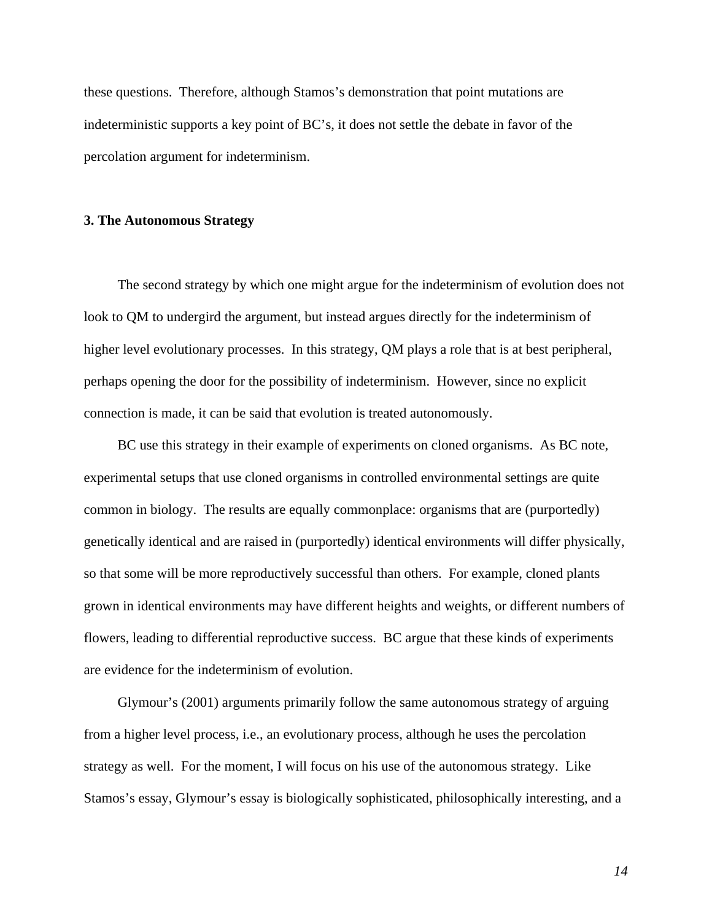these questions. Therefore, although Stamos's demonstration that point mutations are indeterministic supports a key point of BC's, it does not settle the debate in favor of the percolation argument for indeterminism.

### 3. The Autonomous Strategy

The second strategy by which one might argue for the indeterminism of evolution does not look to QM to undergird the argument, but instead argues directly for the indeterminism of higher level evolutionary processes. In this strategy, QM plays a role that is at best peripheral, perhaps opening the door for the possibility of indeterminism. However, since no explicit connection is made, it can be said that evolution is treated autonomously.

BC use this strategy in their example of experiments on cloned organisms. As BC note, experimental setups that use cloned organisms in controlled environmental settings are quite common in biology. The results are equally commonplace: organisms that are (purportedly) genetically identical and are raised in (purportedly) identical environments will differ physically, so that some will be more reproductively successful than others. For example, cloned plants grown in identical environments may have different heights and weights, or different numbers of flowers, leading to differential reproductive success. BC argue that these kinds of experiments are evidence for the indeterminism of evolution.

Glymour's (2001) arguments primarily follow the same autonomous strategy of arguing from a higher level process, i.e., an evolutionary process, although he uses the percolation strategy as well. For the moment, I will focus on his use of the autonomous strategy. Like Stamos's essay, Glymour's essay is biologically sophisticated, philosophically interesting, and a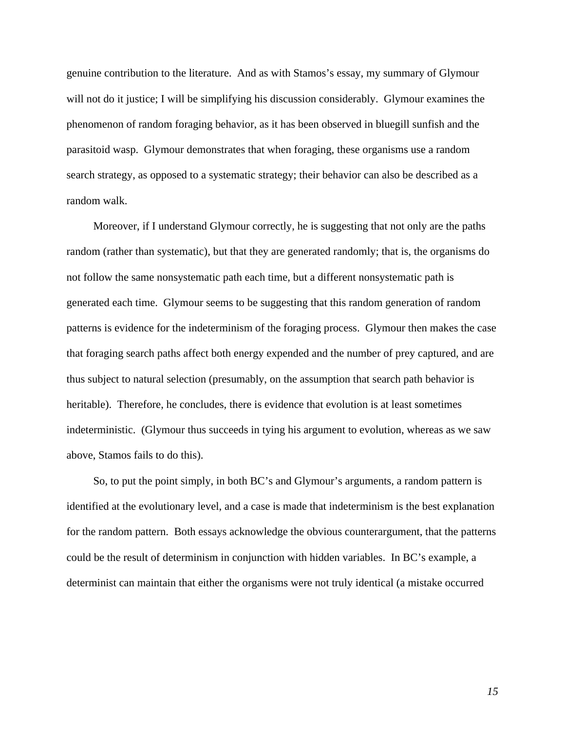genuine contribution to the literature. And as with Stamos's essay, my summary of Glymour will not do it justice; I will be simplifying his discussion considerably. Glymour examines the phenomenon of random foraging behavior, as it has been observed in bluegill sunfish and the parasitoid wasp. Glymour demonstrates that when foraging, these organisms use a random search strategy, as opposed to a systematic strategy; their behavior can also be described as a random walk.

Moreover, if I understand Glymour correctly, he is suggesting that not only are the paths random (rather than systematic), but that they are generated randomly; that is, the organisms do not follow the same nonsystematic path each time, but a different nonsystematic path is generated each time. Glymour seems to be suggesting that this random generation of random patterns is evidence for the indeterminism of the foraging process. Glymour then makes the case that foraging search paths affect both energy expended and the number of prey captured, and are thus subject to natural selection (presumably, on the assumption that search path behavior is heritable). Therefore, he concludes, there is evidence that evolution is at least sometimes indeterministic. (Glymour thus succeeds in tying his argument to evolution, whereas as we saw above, Stamos fails to do this).

So, to put the point simply, in both BC's and Glymour's arguments, a random pattern is identified at the evolutionary level, and a case is made that indeterminism is the best explanation for the random pattern. Both essays acknowledge the obvious counterargument, that the patterns could be the result of determinism in conjunction with hidden variables. In BC's example, a determinist can maintain that either the organisms were not truly identical (a mistake occurred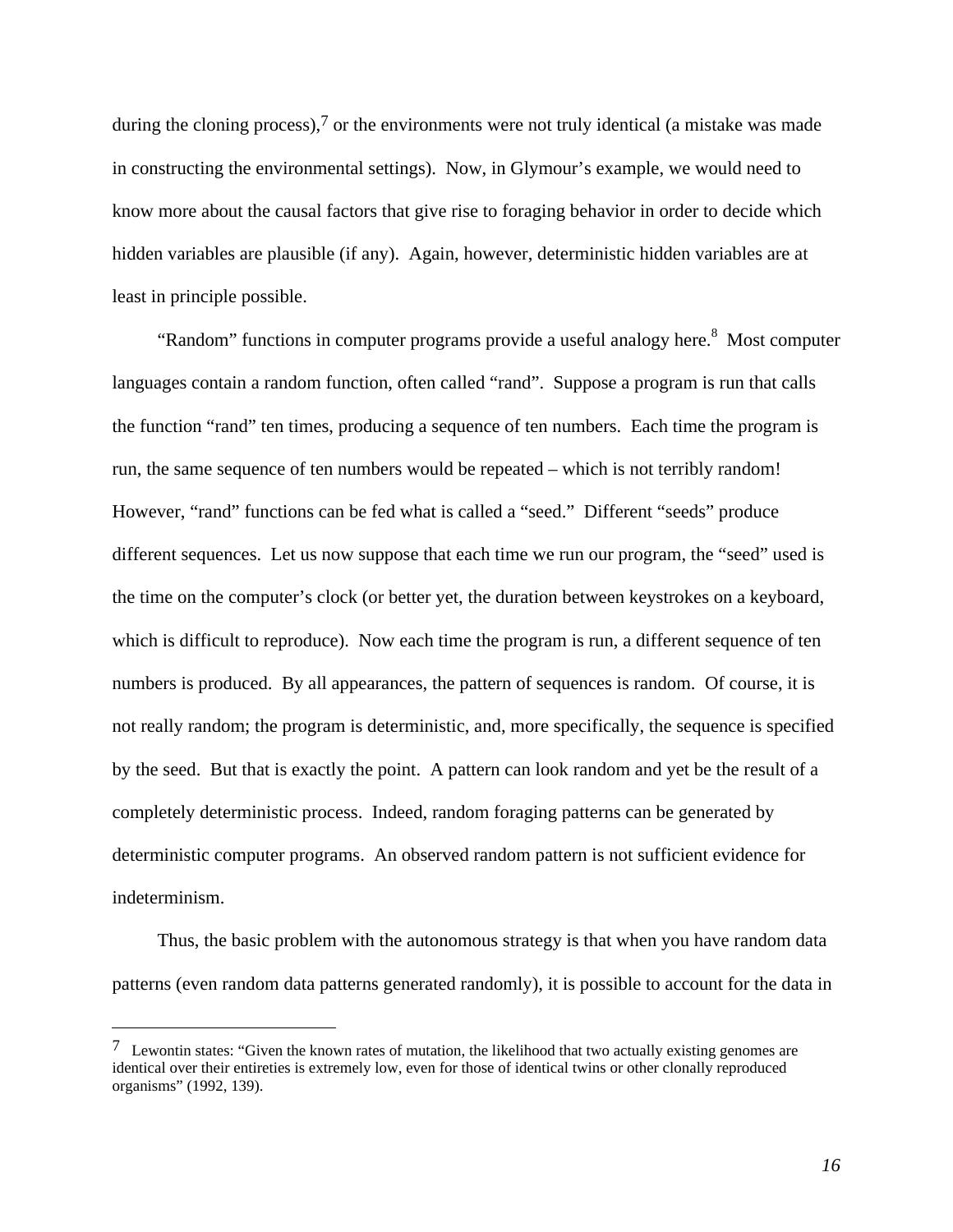during the cloning process),[7] or the environments were not truly identical (a mistake was made in constructing the environmental settings). Now, in Glymour's example, we would need to know more about the causal factors that give rise to foraging behavior in order to decide which hidden variables are plausible (if any). Again, however, deterministic hidden variables are at least in principle possible.

"Random" functions in computer programs provide a useful analogy here.[8] Most computer languages contain a random function, often called "rand". Suppose a program is run that calls the function "rand" ten times, producing a sequence of ten numbers. Each time the program is run, the same sequence of ten numbers would be repeated – which is not terribly random! However, "rand" functions can be fed what is called a "seed." Different "seeds" produce different sequences. Let us now suppose that each time we run our program, the "seed" used is the time on the computer's clock (or better yet, the duration between keystrokes on a keyboard, which is difficult to reproduce). Now each time the program is run, a different sequence of ten numbers is produced. By all appearances, the pattern of sequences is random. Of course, it is not really random; the program is deterministic, and, more specifically, the sequence is specified by the seed. But that is exactly the point. A pattern can look random and yet be the result of a completely deterministic process. Indeed, random foraging patterns can be generated by deterministic computer programs. An observed random pattern is not sufficient evidence for indeterminism.

Thus, the basic problem with the autonomous strategy is that when you have random data patterns (even random data patterns generated randomly), it is possible to account for the data in

---

[7] Lewontin states: "Given the known rates of mutation, the likelihood that two actually existing genomes are identical over their entireties is extremely low, even for those of identical twins or other clonally reproduced organisms" (1992, 139).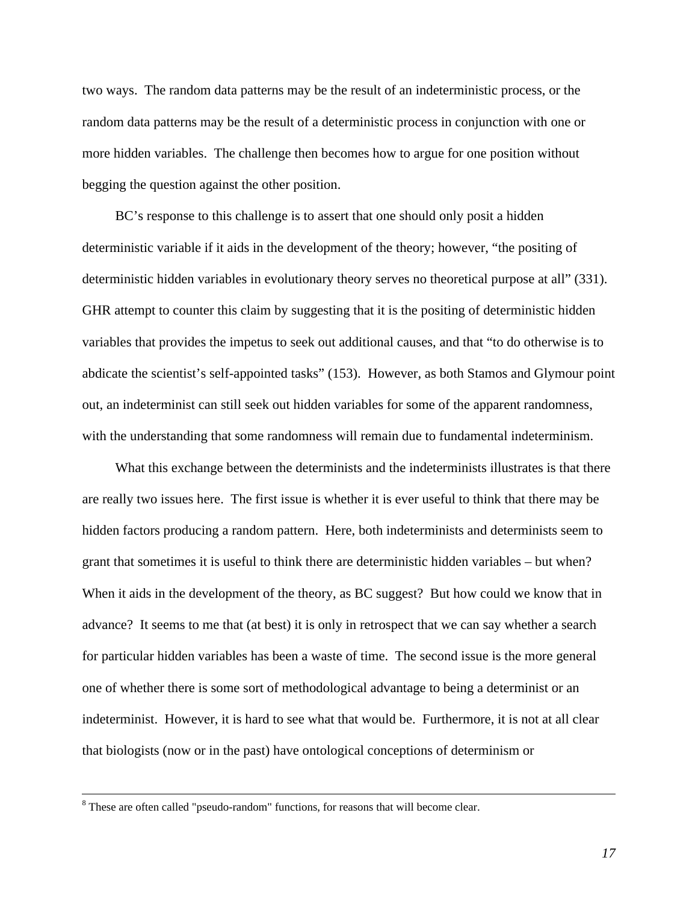two ways. The random data patterns may be the result of an indeterministic process, or the random data patterns may be the result of a deterministic process in conjunction with one or more hidden variables. The challenge then becomes how to argue for one position without begging the question against the other position.

BC's response to this challenge is to assert that one should only posit a hidden deterministic variable if it aids in the development of the theory; however, "the positing of deterministic hidden variables in evolutionary theory serves no theoretical purpose at all" (331). GHR attempt to counter this claim by suggesting that it is the positing of deterministic hidden variables that provides the impetus to seek out additional causes, and that "to do otherwise is to abdicate the scientist's self-appointed tasks" (153). However, as both Stamos and Glymour point out, an indeterminist can still seek out hidden variables for some of the apparent randomness, with the understanding that some randomness will remain due to fundamental indeterminism.

What this exchange between the determinists and the indeterminists illustrates is that there are really two issues here. The first issue is whether it is ever useful to think that there may be hidden factors producing a random pattern. Here, both indeterminists and determinists seem to grant that sometimes it is useful to think there are deterministic hidden variables – but when? When it aids in the development of the theory, as BC suggest? But how could we know that in advance? It seems to me that (at best) it is only in retrospect that we can say whether a search for particular hidden variables has been a waste of time. The second issue is the more general one of whether there is some sort of methodological advantage to being a determinist or an indeterminist. However, it is hard to see what that would be. Furthermore, it is not at all clear that biologists (now or in the past) have ontological conceptions of determinism or

---

[8] These are often called "pseudo-random" functions, for reasons that will become clear.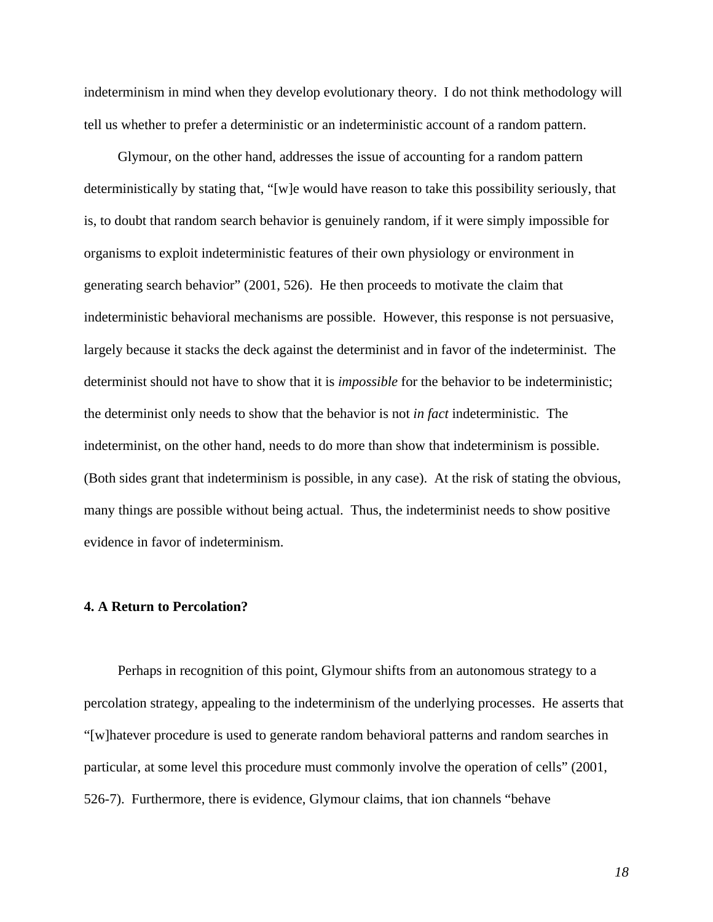indeterminism in mind when they develop evolutionary theory. I do not think methodology will tell us whether to prefer a deterministic or an indeterministic account of a random pattern.

Glymour, on the other hand, addresses the issue of accounting for a random pattern deterministically by stating that, "[w]e would have reason to take this possibility seriously, that is, to doubt that random search behavior is genuinely random, if it were simply impossible for organisms to exploit indeterministic features of their own physiology or environment in generating search behavior" (2001, 526). He then proceeds to motivate the claim that indeterministic behavioral mechanisms are possible. However, this response is not persuasive, largely because it stacks the deck against the determinist and in favor of the indeterminist. The determinist should not have to show that it is *impossible* for the behavior to be indeterministic; the determinist only needs to show that the behavior is not *in fact* indeterministic. The indeterminist, on the other hand, needs to do more than show that indeterminism is possible. (Both sides grant that indeterminism is possible, in any case). At the risk of stating the obvious, many things are possible without being actual. Thus, the indeterminist needs to show positive evidence in favor of indeterminism.

### 4. A Return to Percolation?

Perhaps in recognition of this point, Glymour shifts from an autonomous strategy to a percolation strategy, appealing to the indeterminism of the underlying processes. He asserts that "[w]hatever procedure is used to generate random behavioral patterns and random searches in particular, at some level this procedure must commonly involve the operation of cells" (2001, 526-7). Furthermore, there is evidence, Glymour claims, that ion channels "behave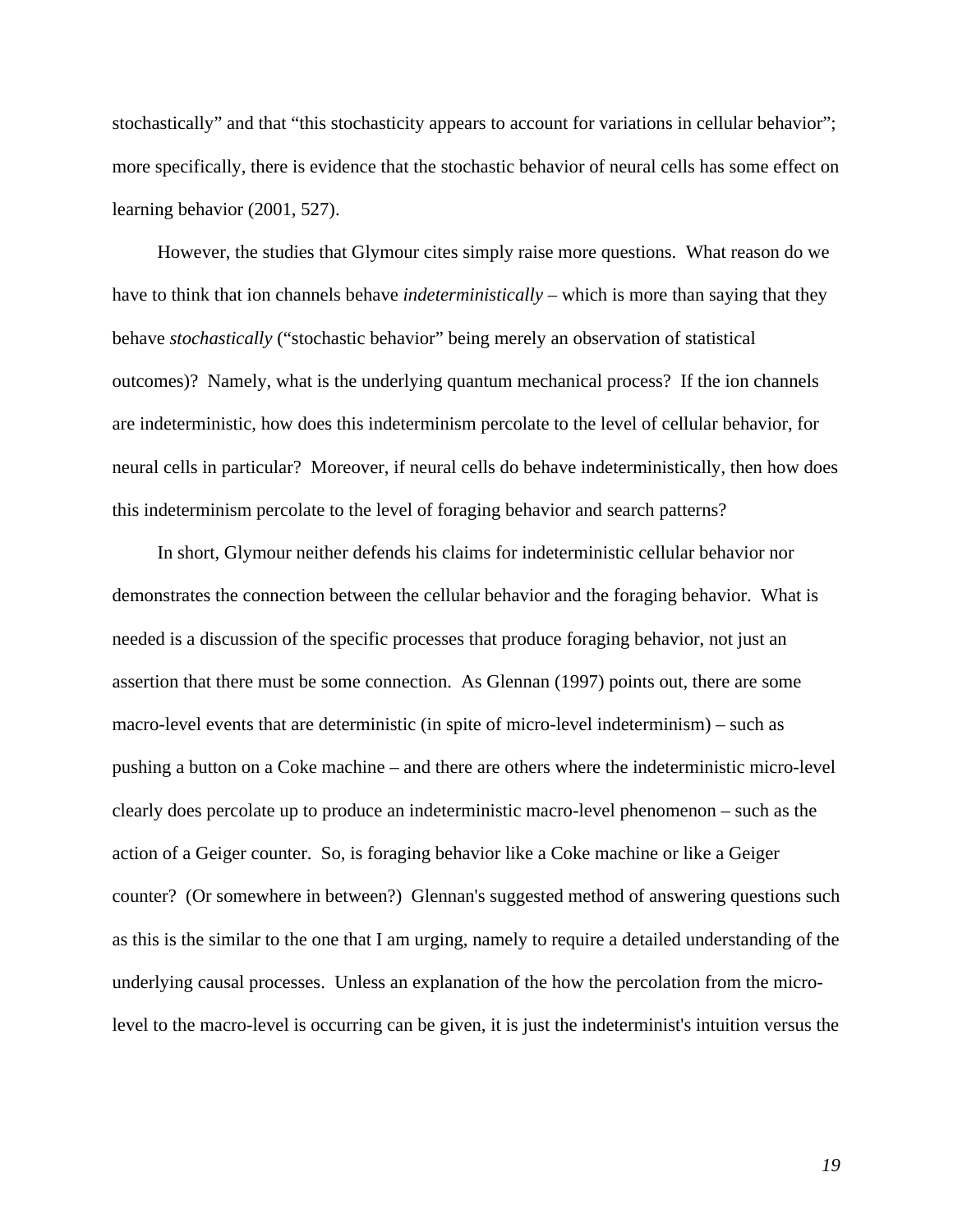stochastically" and that "this stochasticity appears to account for variations in cellular behavior"; more specifically, there is evidence that the stochastic behavior of neural cells has some effect on learning behavior (2001, 527).

However, the studies that Glymour cites simply raise more questions. What reason do we have to think that ion channels behave *indeterministically* – which is more than saying that they behave *stochastically* ("stochastic behavior" being merely an observation of statistical outcomes)? Namely, what is the underlying quantum mechanical process? If the ion channels are indeterministic, how does this indeterminism percolate to the level of cellular behavior, for neural cells in particular? Moreover, if neural cells do behave indeterministically, then how does this indeterminism percolate to the level of foraging behavior and search patterns?

In short, Glymour neither defends his claims for indeterministic cellular behavior nor demonstrates the connection between the cellular behavior and the foraging behavior. What is needed is a discussion of the specific processes that produce foraging behavior, not just an assertion that there must be some connection. As Glennan (1997) points out, there are some macro-level events that are deterministic (in spite of micro-level indeterminism) – such as pushing a button on a Coke machine – and there are others where the indeterministic micro-level clearly does percolate up to produce an indeterministic macro-level phenomenon – such as the action of a Geiger counter. So, is foraging behavior like a Coke machine or like a Geiger counter? (Or somewhere in between?) Glennan's suggested method of answering questions such as this is the similar to the one that I am urging, namely to require a detailed understanding of the underlying causal processes. Unless an explanation of the how the percolation from the micro-level to the macro-level is occurring can be given, it is just the indeterminist's intuition versus the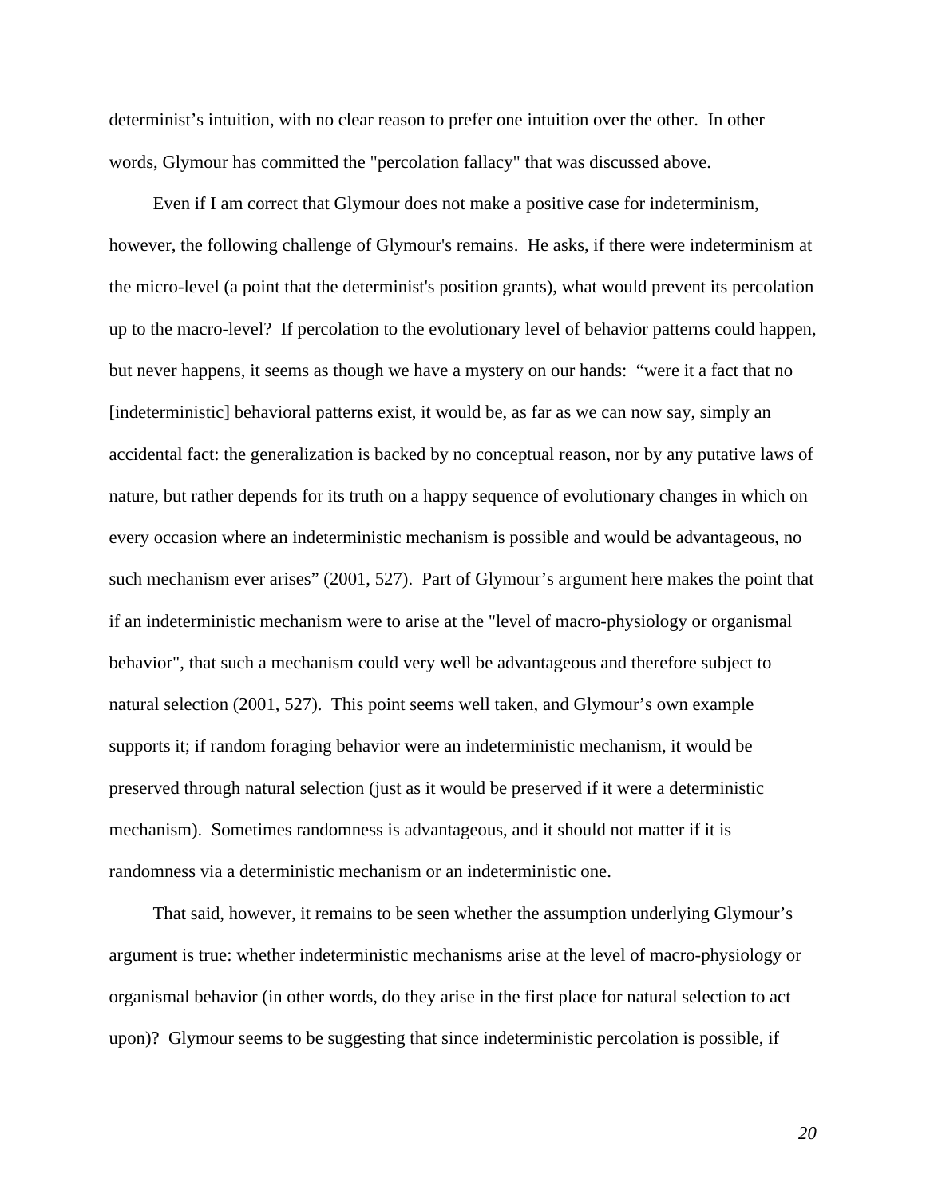determinist's intuition, with no clear reason to prefer one intuition over the other. In other words, Glymour has committed the "percolation fallacy" that was discussed above.

Even if I am correct that Glymour does not make a positive case for indeterminism, however, the following challenge of Glymour's remains. He asks, if there were indeterminism at the micro-level (a point that the determinist's position grants), what would prevent its percolation up to the macro-level? If percolation to the evolutionary level of behavior patterns could happen, but never happens, it seems as though we have a mystery on our hands: "were it a fact that no [indeterministic] behavioral patterns exist, it would be, as far as we can now say, simply an accidental fact: the generalization is backed by no conceptual reason, nor by any putative laws of nature, but rather depends for its truth on a happy sequence of evolutionary changes in which on every occasion where an indeterministic mechanism is possible and would be advantageous, no such mechanism ever arises" (2001, 527). Part of Glymour's argument here makes the point that if an indeterministic mechanism were to arise at the "level of macro-physiology or organismal behavior", that such a mechanism could very well be advantageous and therefore subject to natural selection (2001, 527). This point seems well taken, and Glymour's own example supports it; if random foraging behavior were an indeterministic mechanism, it would be preserved through natural selection (just as it would be preserved if it were a deterministic mechanism). Sometimes randomness is advantageous, and it should not matter if it is randomness via a deterministic mechanism or an indeterministic one.

That said, however, it remains to be seen whether the assumption underlying Glymour's argument is true: whether indeterministic mechanisms arise at the level of macro-physiology or organismal behavior (in other words, do they arise in the first place for natural selection to act upon)? Glymour seems to be suggesting that since indeterministic percolation is possible, if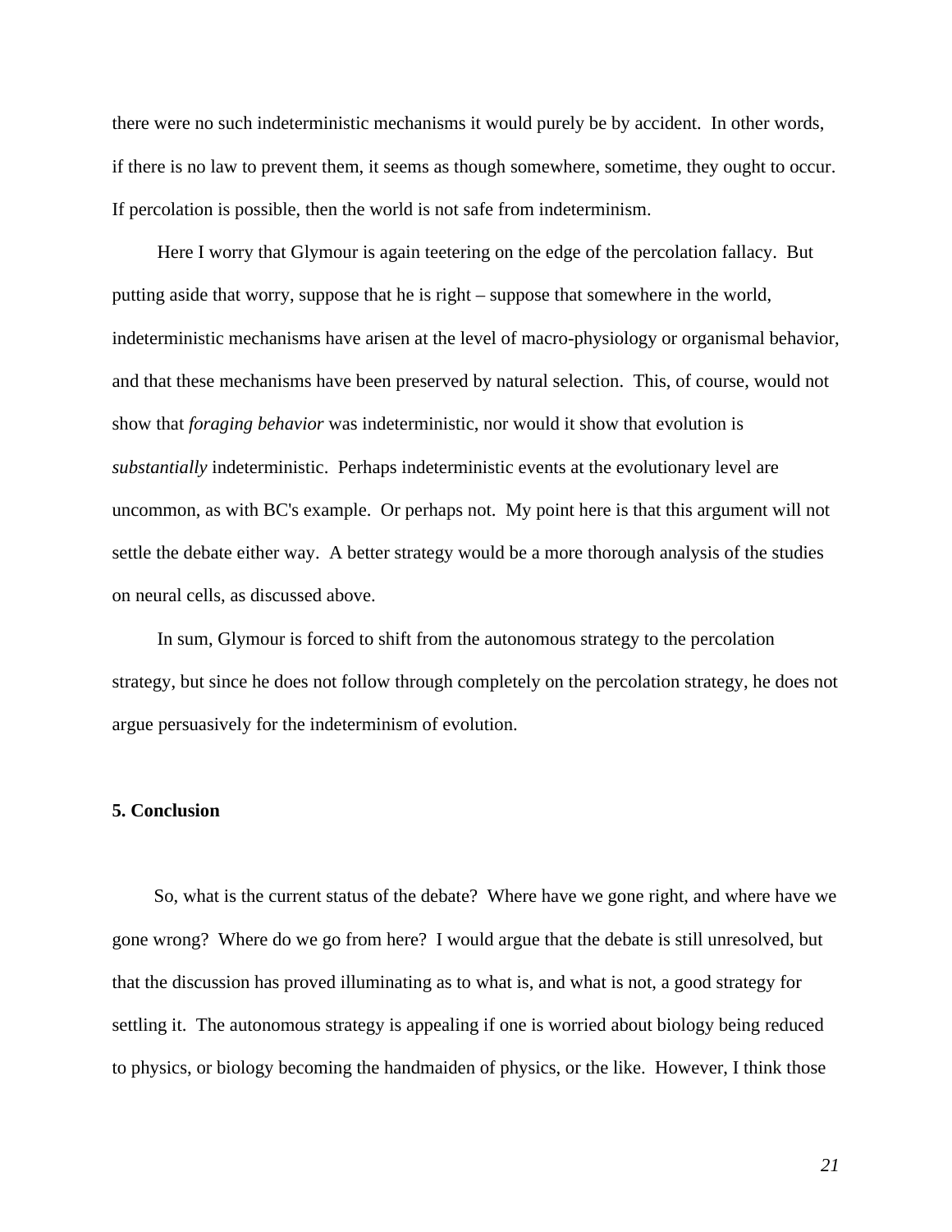there were no such indeterministic mechanisms it would purely be by accident. In other words, if there is no law to prevent them, it seems as though somewhere, sometime, they ought to occur. If percolation is possible, then the world is not safe from indeterminism.

Here I worry that Glymour is again teetering on the edge of the percolation fallacy. But putting aside that worry, suppose that he is right – suppose that somewhere in the world, indeterministic mechanisms have arisen at the level of macro-physiology or organismal behavior, and that these mechanisms have been preserved by natural selection. This, of course, would not show that *foraging behavior* was indeterministic, nor would it show that evolution is *substantially* indeterministic. Perhaps indeterministic events at the evolutionary level are uncommon, as with BC's example. Or perhaps not. My point here is that this argument will not settle the debate either way. A better strategy would be a more thorough analysis of the studies on neural cells, as discussed above.

In sum, Glymour is forced to shift from the autonomous strategy to the percolation strategy, but since he does not follow through completely on the percolation strategy, he does not argue persuasively for the indeterminism of evolution.

## 5. Conclusion

So, what is the current status of the debate? Where have we gone right, and where have we gone wrong? Where do we go from here? I would argue that the debate is still unresolved, but that the discussion has proved illuminating as to what is, and what is not, a good strategy for settling it. The autonomous strategy is appealing if one is worried about biology being reduced to physics, or biology becoming the handmaiden of physics, or the like. However, I think those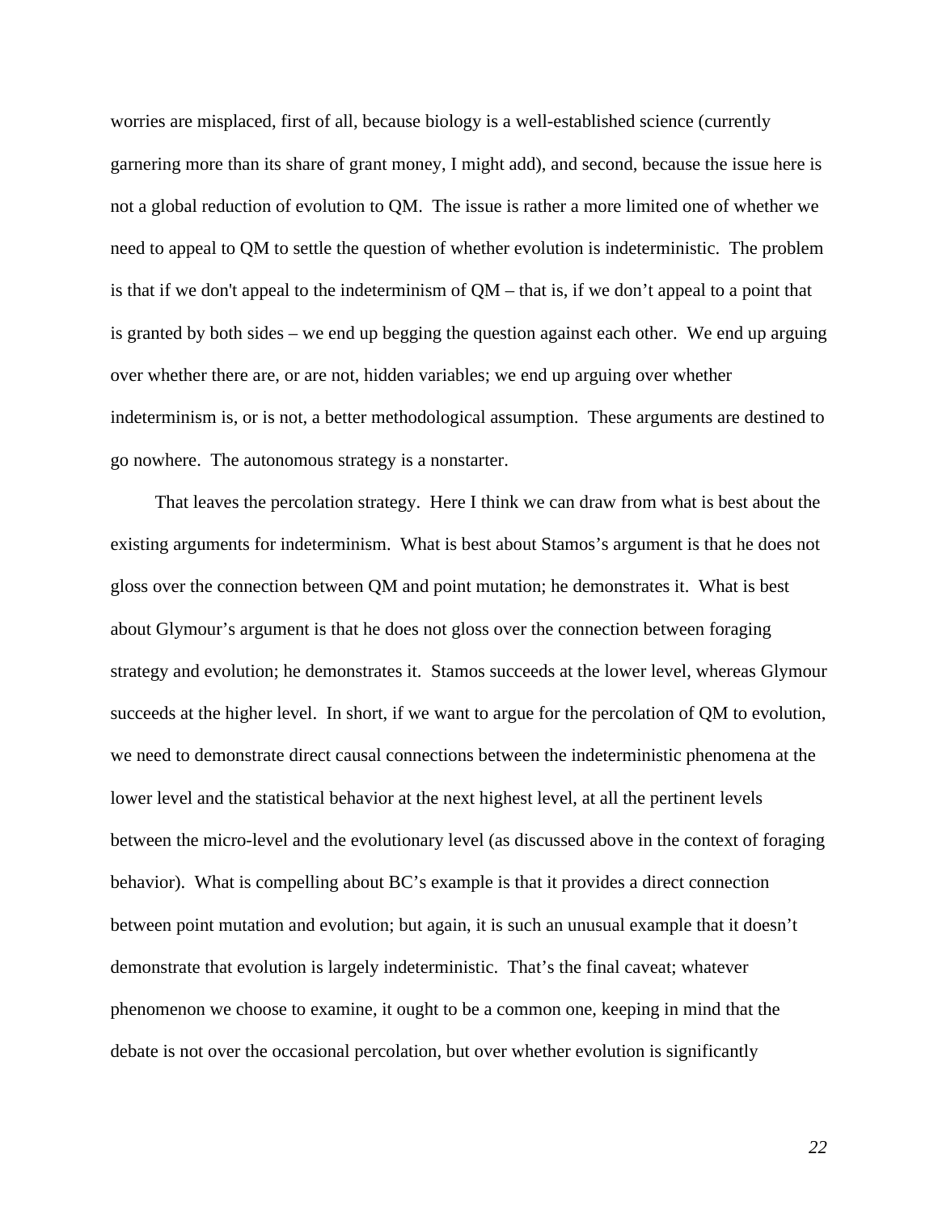worries are misplaced, first of all, because biology is a well-established science (currently garnering more than its share of grant money, I might add), and second, because the issue here is not a global reduction of evolution to QM. The issue is rather a more limited one of whether we need to appeal to QM to settle the question of whether evolution is indeterministic. The problem is that if we don't appeal to the indeterminism of QM – that is, if we don't appeal to a point that is granted by both sides – we end up begging the question against each other. We end up arguing over whether there are, or are not, hidden variables; we end up arguing over whether indeterminism is, or is not, a better methodological assumption. These arguments are destined to go nowhere. The autonomous strategy is a nonstarter.

That leaves the percolation strategy. Here I think we can draw from what is best about the existing arguments for indeterminism. What is best about Stamos's argument is that he does not gloss over the connection between QM and point mutation; he demonstrates it. What is best about Glymour's argument is that he does not gloss over the connection between foraging strategy and evolution; he demonstrates it. Stamos succeeds at the lower level, whereas Glymour succeeds at the higher level. In short, if we want to argue for the percolation of QM to evolution, we need to demonstrate direct causal connections between the indeterministic phenomena at the lower level and the statistical behavior at the next highest level, at all the pertinent levels between the micro-level and the evolutionary level (as discussed above in the context of foraging behavior). What is compelling about BC's example is that it provides a direct connection between point mutation and evolution; but again, it is such an unusual example that it doesn't demonstrate that evolution is largely indeterministic. That's the final caveat; whatever phenomenon we choose to examine, it ought to be a common one, keeping in mind that the debate is not over the occasional percolation, but over whether evolution is significantly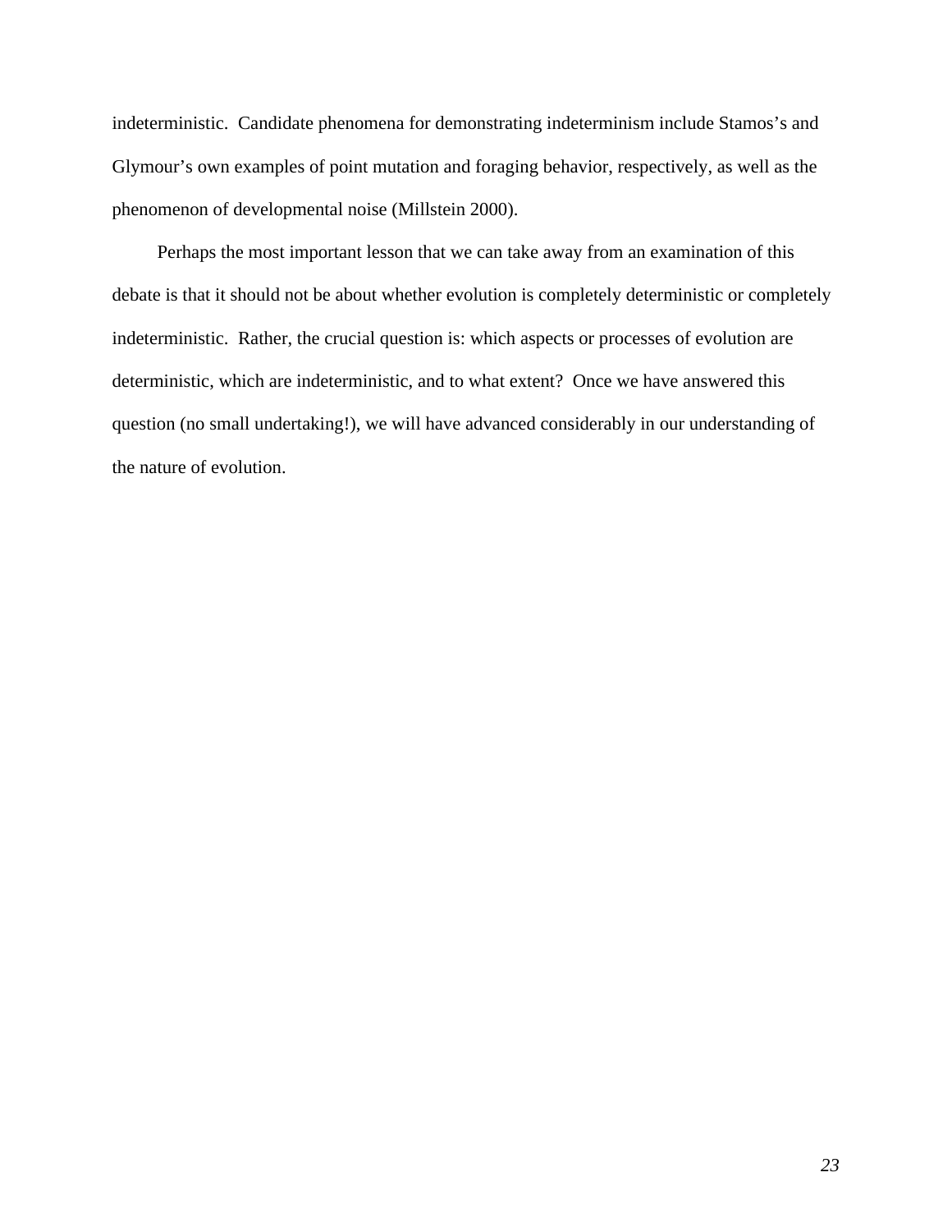indeterministic. Candidate phenomena for demonstrating indeterminism include Stamos's and Glymour's own examples of point mutation and foraging behavior, respectively, as well as the phenomenon of developmental noise (Millstein 2000).

Perhaps the most important lesson that we can take away from an examination of this debate is that it should not be about whether evolution is completely deterministic or completely indeterministic. Rather, the crucial question is: which aspects or processes of evolution are deterministic, which are indeterministic, and to what extent? Once we have answered this question (no small undertaking!), we will have advanced considerably in our understanding of the nature of evolution.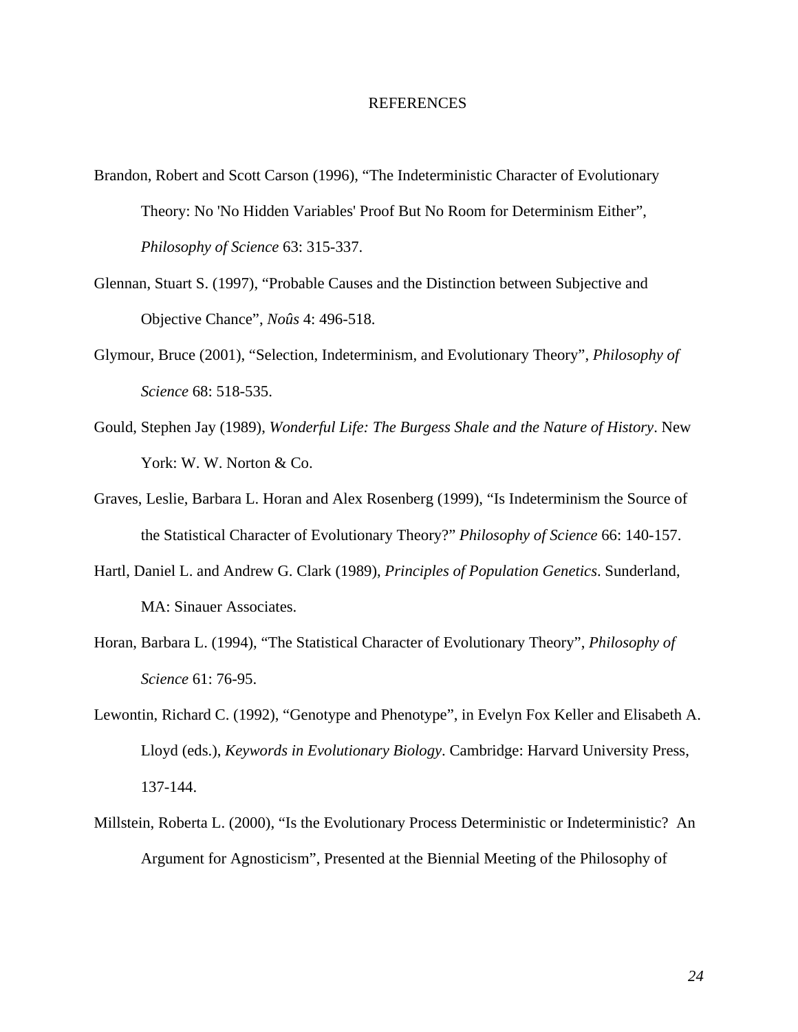# REFERENCES

Brandon, Robert and Scott Carson (1996), "The Indeterministic Character of Evolutionary Theory: No 'No Hidden Variables' Proof But No Room for Determinism Either", *Philosophy of Science* 63: 315-337.

Glennan, Stuart S. (1997), "Probable Causes and the Distinction between Subjective and Objective Chance", *Noûs* 4: 496-518.

Glymour, Bruce (2001), "Selection, Indeterminism, and Evolutionary Theory", *Philosophy of Science* 68: 518-535.

Gould, Stephen Jay (1989), *Wonderful Life: The Burgess Shale and the Nature of History*. New York: W. W. Norton & Co.

Graves, Leslie, Barbara L. Horan and Alex Rosenberg (1999), "Is Indeterminism the Source of the Statistical Character of Evolutionary Theory?" *Philosophy of Science* 66: 140-157.

Hartl, Daniel L. and Andrew G. Clark (1989), *Principles of Population Genetics*. Sunderland, MA: Sinauer Associates.

Horan, Barbara L. (1994), "The Statistical Character of Evolutionary Theory", *Philosophy of Science* 61: 76-95.

Lewontin, Richard C. (1992), "Genotype and Phenotype", in Evelyn Fox Keller and Elisabeth A. Lloyd (eds.), *Keywords in Evolutionary Biology*. Cambridge: Harvard University Press, 137-144.

Millstein, Roberta L. (2000), "Is the Evolutionary Process Deterministic or Indeterministic? An Argument for Agnosticism", Presented at the Biennial Meeting of the Philosophy of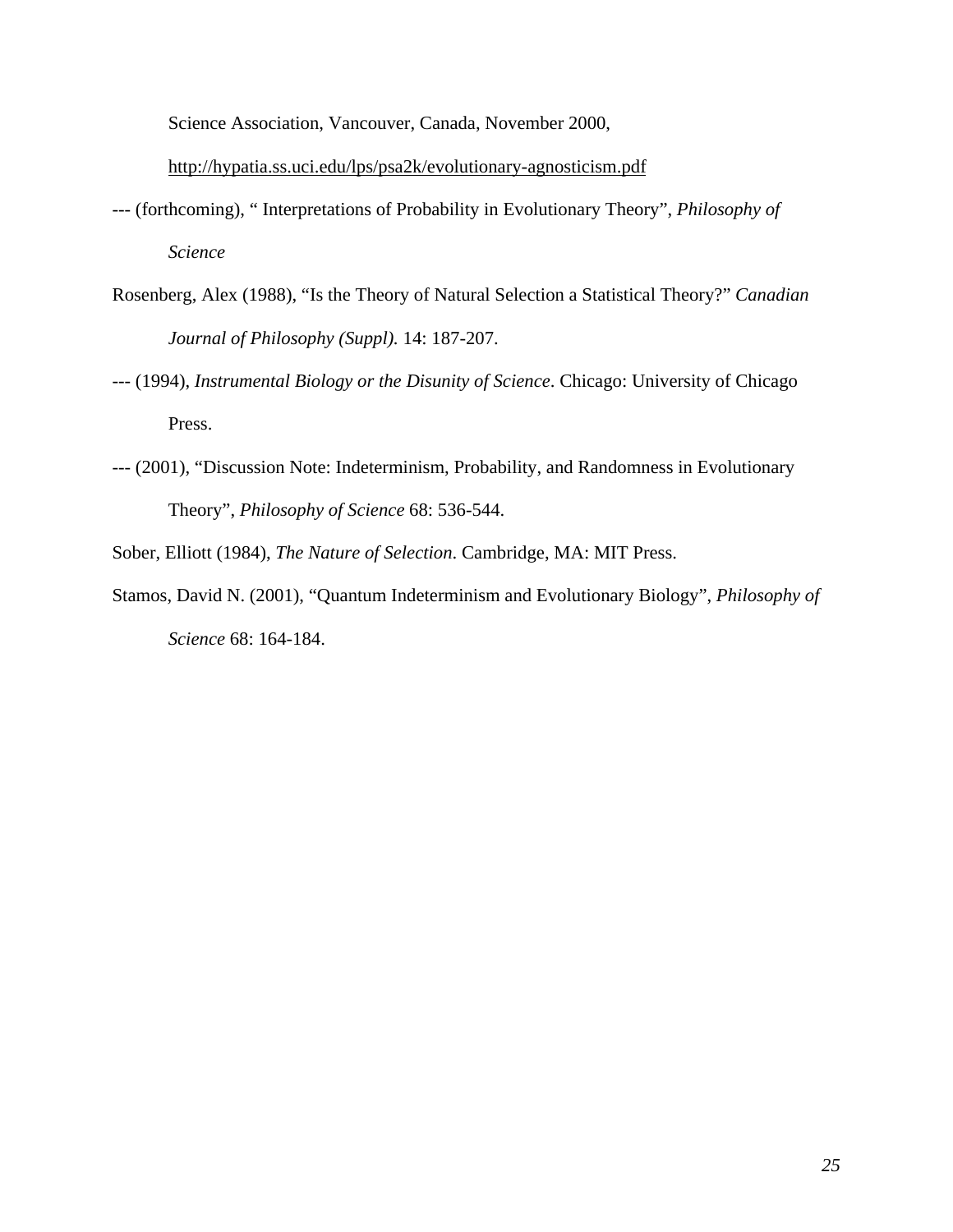Science Association, Vancouver, Canada, November 2000, http://hypatia.ss.uci.edu/lps/psa2k/evolutionary-agnosticism.pdf

--- (forthcoming), " Interpretations of Probability in Evolutionary Theory", *Philosophy of Science*

Rosenberg, Alex (1988), "Is the Theory of Natural Selection a Statistical Theory?" *Canadian Journal of Philosophy (Suppl).* 14: 187-207.

--- (1994), *Instrumental Biology or the Disunity of Science*. Chicago: University of Chicago Press.

--- (2001), "Discussion Note: Indeterminism, Probability, and Randomness in Evolutionary Theory", *Philosophy of Science* 68: 536-544.

Sober, Elliott (1984), *The Nature of Selection*. Cambridge, MA: MIT Press.

Stamos, David N. (2001), "Quantum Indeterminism and Evolutionary Biology", *Philosophy of Science* 68: 164-184.